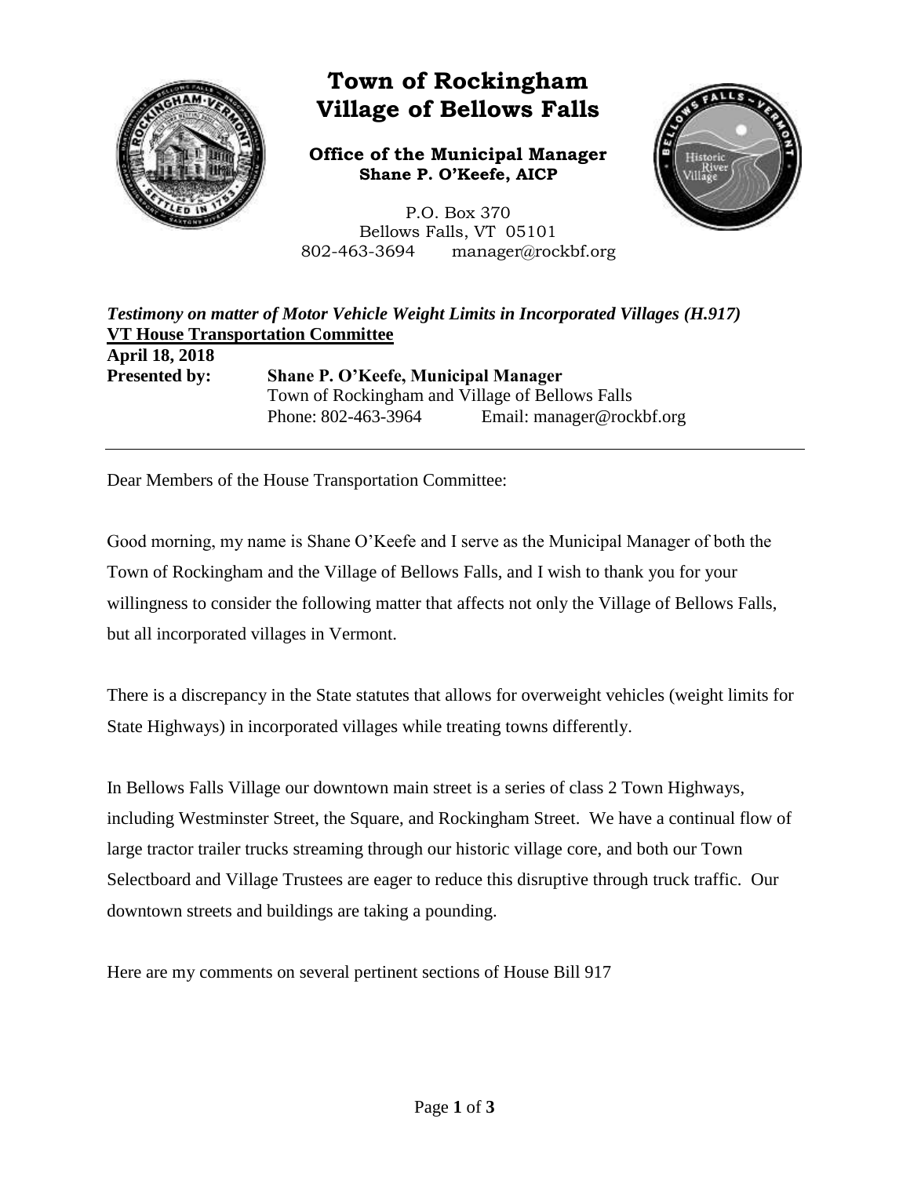# Town of Rockingham
# Village of Bellows Falls

**Office of the Municipal Manager**
**Shane P. O'Keefe, AICP**

P.O. Box 370
Bellows Falls, VT 05101
802-463-3694 manager@rockbf.org

***Testimony on matter of Motor Vehicle Weight Limits in Incorporated Villages (H.917)***
**VT House Transportation Committee**
**April 18, 2018**
**Presented by:** **Shane P. O'Keefe, Municipal Manager**
Town of Rockingham and Village of Bellows Falls
Phone: 802-463-3964 Email: manager@rockbf.org

---

Dear Members of the House Transportation Committee:

Good morning, my name is Shane O'Keefe and I serve as the Municipal Manager of both the Town of Rockingham and the Village of Bellows Falls, and I wish to thank you for your willingness to consider the following matter that affects not only the Village of Bellows Falls, but all incorporated villages in Vermont.

There is a discrepancy in the State statutes that allows for overweight vehicles (weight limits for State Highways) in incorporated villages while treating towns differently.

In Bellows Falls Village our downtown main street is a series of class 2 Town Highways, including Westminster Street, the Square, and Rockingham Street. We have a continual flow of large tractor trailer trucks streaming through our historic village core, and both our Town Selectboard and Village Trustees are eager to reduce this disruptive through truck traffic. Our downtown streets and buildings are taking a pounding.

Here are my comments on several pertinent sections of House Bill 917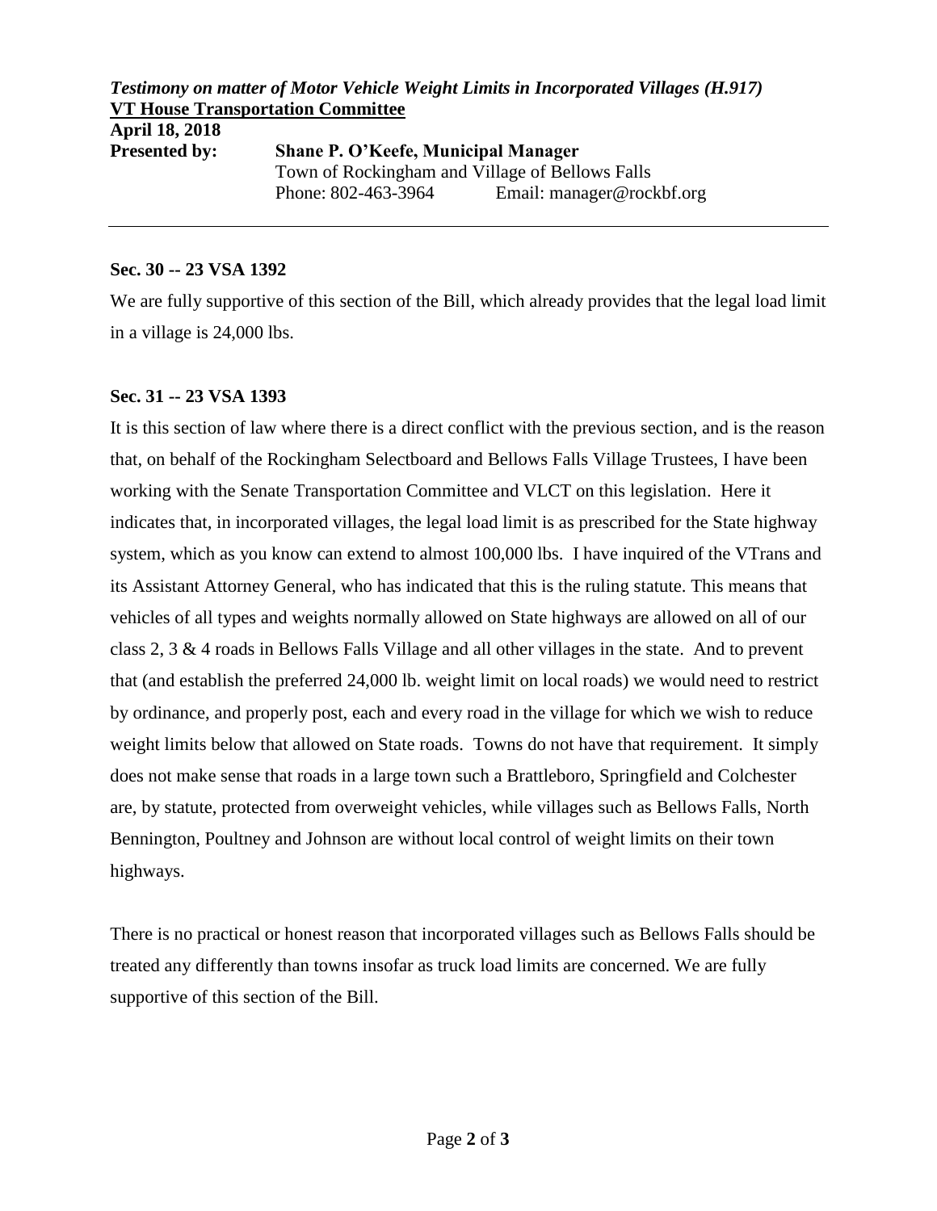***Testimony on matter of Motor Vehicle Weight Limits in Incorporated Villages (H.917)***
**VT House Transportation Committee**
**April 18, 2018**
**Presented by:** **Shane P. O'Keefe, Municipal Manager**
Town of Rockingham and Village of Bellows Falls
Phone: 802-463-3964 Email: manager@rockbf.org

---

**Sec. 30 -- 23 VSA 1392**

We are fully supportive of this section of the Bill, which already provides that the legal load limit in a village is 24,000 lbs.

**Sec. 31 -- 23 VSA 1393**

It is this section of law where there is a direct conflict with the previous section, and is the reason that, on behalf of the Rockingham Selectboard and Bellows Falls Village Trustees, I have been working with the Senate Transportation Committee and VLCT on this legislation. Here it indicates that, in incorporated villages, the legal load limit is as prescribed for the State highway system, which as you know can extend to almost 100,000 lbs. I have inquired of the VTrans and its Assistant Attorney General, who has indicated that this is the ruling statute. This means that vehicles of all types and weights normally allowed on State highways are allowed on all of our class 2, 3 & 4 roads in Bellows Falls Village and all other villages in the state. And to prevent that (and establish the preferred 24,000 lb. weight limit on local roads) we would need to restrict by ordinance, and properly post, each and every road in the village for which we wish to reduce weight limits below that allowed on State roads. Towns do not have that requirement. It simply does not make sense that roads in a large town such a Brattleboro, Springfield and Colchester are, by statute, protected from overweight vehicles, while villages such as Bellows Falls, North Bennington, Poultney and Johnson are without local control of weight limits on their town highways.

There is no practical or honest reason that incorporated villages such as Bellows Falls should be treated any differently than towns insofar as truck load limits are concerned. We are fully supportive of this section of the Bill.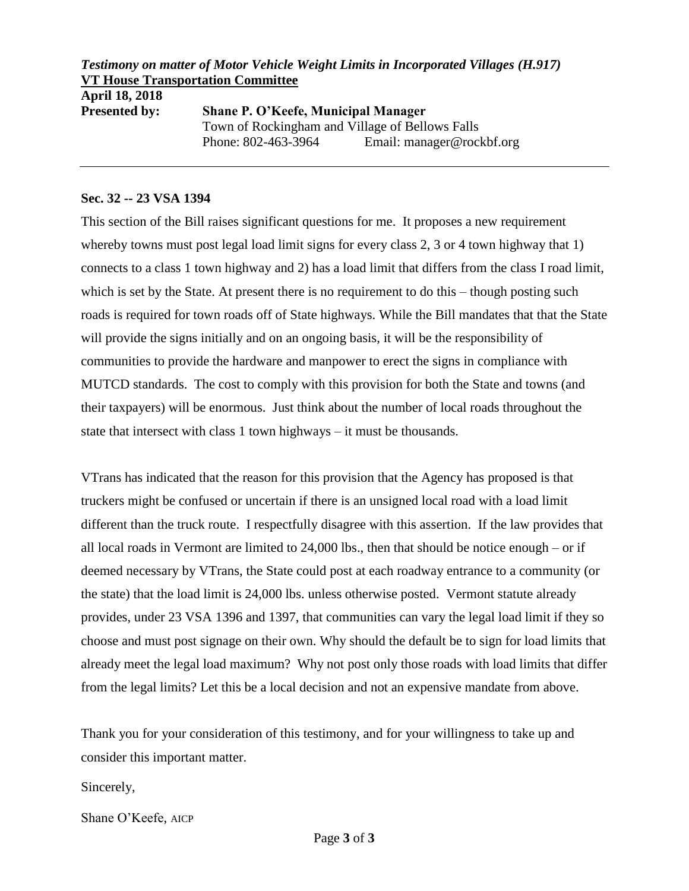*Testimony on matter of Motor Vehicle Weight Limits in Incorporated Villages (H.917)*
**VT House Transportation Committee**
**April 18, 2018**
**Presented by:** **Shane P. O'Keefe, Municipal Manager**
Town of Rockingham and Village of Bellows Falls
Phone: 802-463-3964 Email: manager@rockbf.org

---

**Sec. 32 -- 23 VSA 1394**

This section of the Bill raises significant questions for me. It proposes a new requirement whereby towns must post legal load limit signs for every class 2, 3 or 4 town highway that 1) connects to a class 1 town highway and 2) has a load limit that differs from the class I road limit, which is set by the State. At present there is no requirement to do this – though posting such roads is required for town roads off of State highways. While the Bill mandates that that the State will provide the signs initially and on an ongoing basis, it will be the responsibility of communities to provide the hardware and manpower to erect the signs in compliance with MUTCD standards. The cost to comply with this provision for both the State and towns (and their taxpayers) will be enormous. Just think about the number of local roads throughout the state that intersect with class 1 town highways – it must be thousands.

VTrans has indicated that the reason for this provision that the Agency has proposed is that truckers might be confused or uncertain if there is an unsigned local road with a load limit different than the truck route. I respectfully disagree with this assertion. If the law provides that all local roads in Vermont are limited to 24,000 lbs., then that should be notice enough – or if deemed necessary by VTrans, the State could post at each roadway entrance to a community (or the state) that the load limit is 24,000 lbs. unless otherwise posted. Vermont statute already provides, under 23 VSA 1396 and 1397, that communities can vary the legal load limit if they so choose and must post signage on their own. Why should the default be to sign for load limits that already meet the legal load maximum? Why not post only those roads with load limits that differ from the legal limits? Let this be a local decision and not an expensive mandate from above.

Thank you for your consideration of this testimony, and for your willingness to take up and consider this important matter.

Sincerely,

Shane O'Keefe, AICP